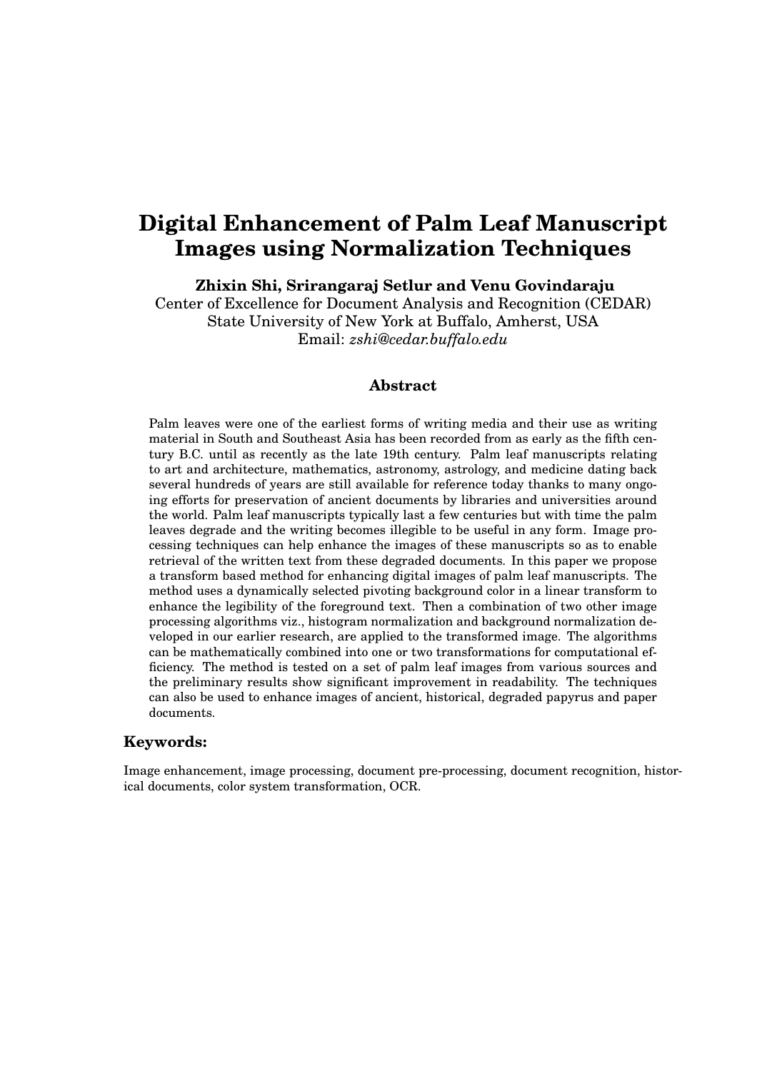# Digital Enhancement of Palm Leaf Manuscript Images using Normalization Techniques

**Zhixin Shi, Srirangaraj Setlur and Venu Govindaraju**

Center of Excellence for Document Analysis and Recognition (CEDAR)
State University of New York at Buffalo, Amherst, USA
Email: *zshi@cedar.buffalo.edu*

## Abstract

Palm leaves were one of the earliest forms of writing media and their use as writing material in South and Southeast Asia has been recorded from as early as the fifth century B.C. until as recently as the late 19th century. Palm leaf manuscripts relating to art and architecture, mathematics, astronomy, astrology, and medicine dating back several hundreds of years are still available for reference today thanks to many ongoing efforts for preservation of ancient documents by libraries and universities around the world. Palm leaf manuscripts typically last a few centuries but with time the palm leaves degrade and the writing becomes illegible to be useful in any form. Image processing techniques can help enhance the images of these manuscripts so as to enable retrieval of the written text from these degraded documents. In this paper we propose a transform based method for enhancing digital images of palm leaf manuscripts. The method uses a dynamically selected pivoting background color in a linear transform to enhance the legibility of the foreground text. Then a combination of two other image processing algorithms viz., histogram normalization and background normalization developed in our earlier research, are applied to the transformed image. The algorithms can be mathematically combined into one or two transformations for computational efficiency. The method is tested on a set of palm leaf images from various sources and the preliminary results show significant improvement in readability. The techniques can also be used to enhance images of ancient, historical, degraded papyrus and paper documents.

### Keywords:

Image enhancement, image processing, document pre-processing, document recognition, historical documents, color system transformation, OCR.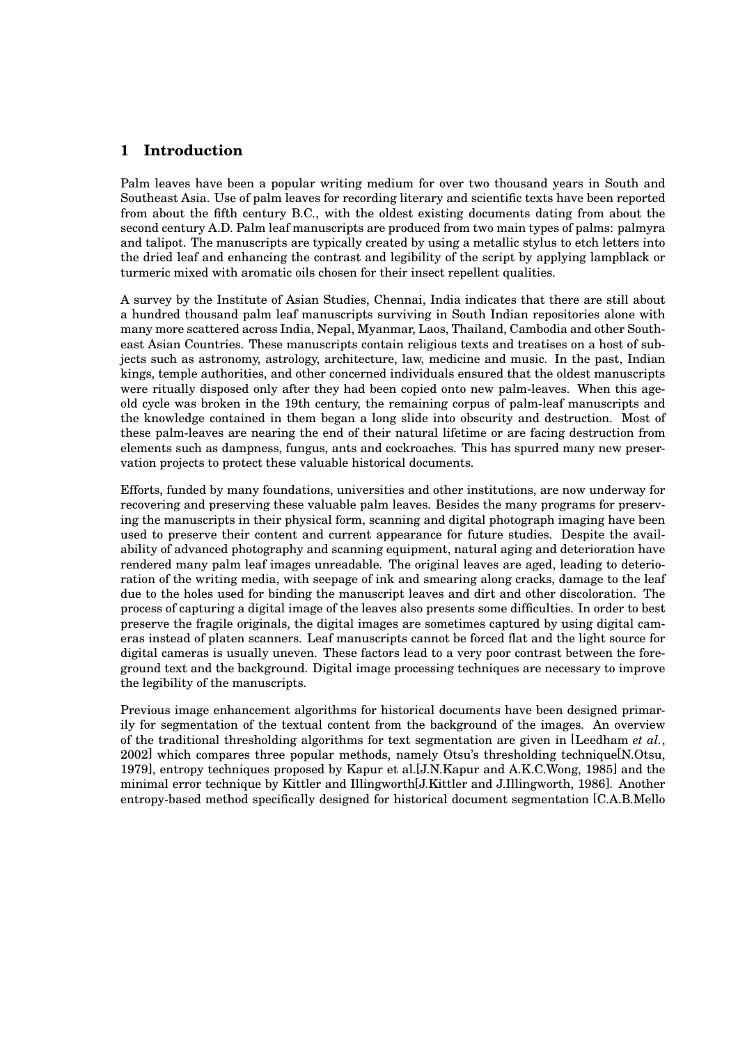## 1 Introduction

Palm leaves have been a popular writing medium for over two thousand years in South and Southeast Asia. Use of palm leaves for recording literary and scientific texts have been reported from about the fifth century B.C., with the oldest existing documents dating from about the second century A.D. Palm leaf manuscripts are produced from two main types of palms: palmyra and talipot. The manuscripts are typically created by using a metallic stylus to etch letters into the dried leaf and enhancing the contrast and legibility of the script by applying lampblack or turmeric mixed with aromatic oils chosen for their insect repellent qualities.

A survey by the Institute of Asian Studies, Chennai, India indicates that there are still about a hundred thousand palm leaf manuscripts surviving in South Indian repositories alone with many more scattered across India, Nepal, Myanmar, Laos, Thailand, Cambodia and other Southeast Asian Countries. These manuscripts contain religious texts and treatises on a host of subjects such as astronomy, astrology, architecture, law, medicine and music. In the past, Indian kings, temple authorities, and other concerned individuals ensured that the oldest manuscripts were ritually disposed only after they had been copied onto new palm-leaves. When this age-old cycle was broken in the 19th century, the remaining corpus of palm-leaf manuscripts and the knowledge contained in them began a long slide into obscurity and destruction. Most of these palm-leaves are nearing the end of their natural lifetime or are facing destruction from elements such as dampness, fungus, ants and cockroaches. This has spurred many new preservation projects to protect these valuable historical documents.

Efforts, funded by many foundations, universities and other institutions, are now underway for recovering and preserving these valuable palm leaves. Besides the many programs for preserving the manuscripts in their physical form, scanning and digital photograph imaging have been used to preserve their content and current appearance for future studies. Despite the availability of advanced photography and scanning equipment, natural aging and deterioration have rendered many palm leaf images unreadable. The original leaves are aged, leading to deterioration of the writing media, with seepage of ink and smearing along cracks, damage to the leaf due to the holes used for binding the manuscript leaves and dirt and other discoloration. The process of capturing a digital image of the leaves also presents some difficulties. In order to best preserve the fragile originals, the digital images are sometimes captured by using digital cameras instead of platen scanners. Leaf manuscripts cannot be forced flat and the light source for digital cameras is usually uneven. These factors lead to a very poor contrast between the foreground text and the background. Digital image processing techniques are necessary to improve the legibility of the manuscripts.

Previous image enhancement algorithms for historical documents have been designed primarily for segmentation of the textual content from the background of the images. An overview of the traditional thresholding algorithms for text segmentation are given in [Leedham *et al.*, 2002] which compares three popular methods, namely Otsu's thresholding technique[N.Otsu, 1979], entropy techniques proposed by Kapur et al.[J.N.Kapur and A.K.C.Wong, 1985] and the minimal error technique by Kittler and Illingworth[J.Kittler and J.Illingworth, 1986]. Another entropy-based method specifically designed for historical document segmentation [C.A.B.Mello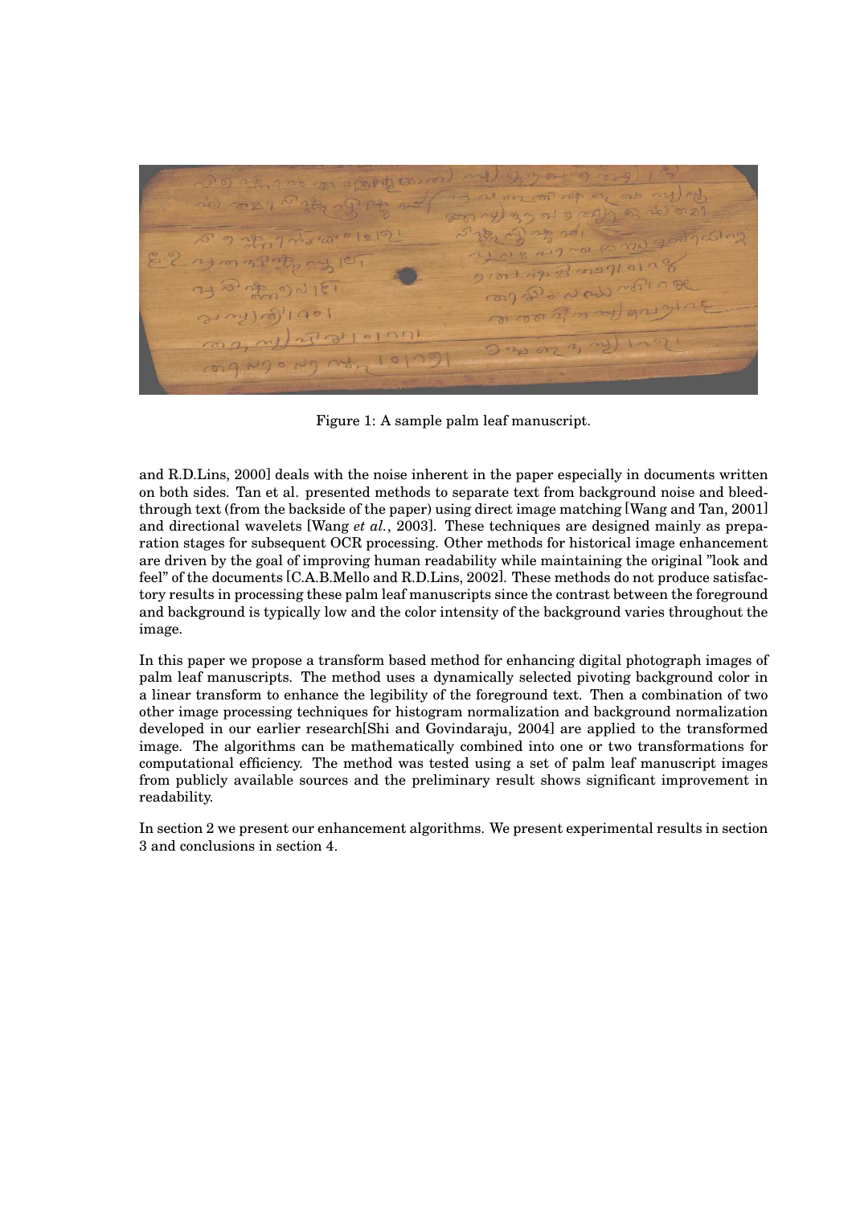Figure 1: A sample palm leaf manuscript.

and R.D.Lins, 2000] deals with the noise inherent in the paper especially in documents written on both sides. Tan et al. presented methods to separate text from background noise and bleed-through text (from the backside of the paper) using direct image matching [Wang and Tan, 2001] and directional wavelets [Wang *et al.*, 2003]. These techniques are designed mainly as preparation stages for subsequent OCR processing. Other methods for historical image enhancement are driven by the goal of improving human readability while maintaining the original "look and feel" of the documents [C.A.B.Mello and R.D.Lins, 2002]. These methods do not produce satisfactory results in processing these palm leaf manuscripts since the contrast between the foreground and background is typically low and the color intensity of the background varies throughout the image.

In this paper we propose a transform based method for enhancing digital photograph images of palm leaf manuscripts. The method uses a dynamically selected pivoting background color in a linear transform to enhance the legibility of the foreground text. Then a combination of two other image processing techniques for histogram normalization and background normalization developed in our earlier research[Shi and Govindaraju, 2004] are applied to the transformed image. The algorithms can be mathematically combined into one or two transformations for computational efficiency. The method was tested using a set of palm leaf manuscript images from publicly available sources and the preliminary result shows significant improvement in readability.

In section 2 we present our enhancement algorithms. We present experimental results in section 3 and conclusions in section 4.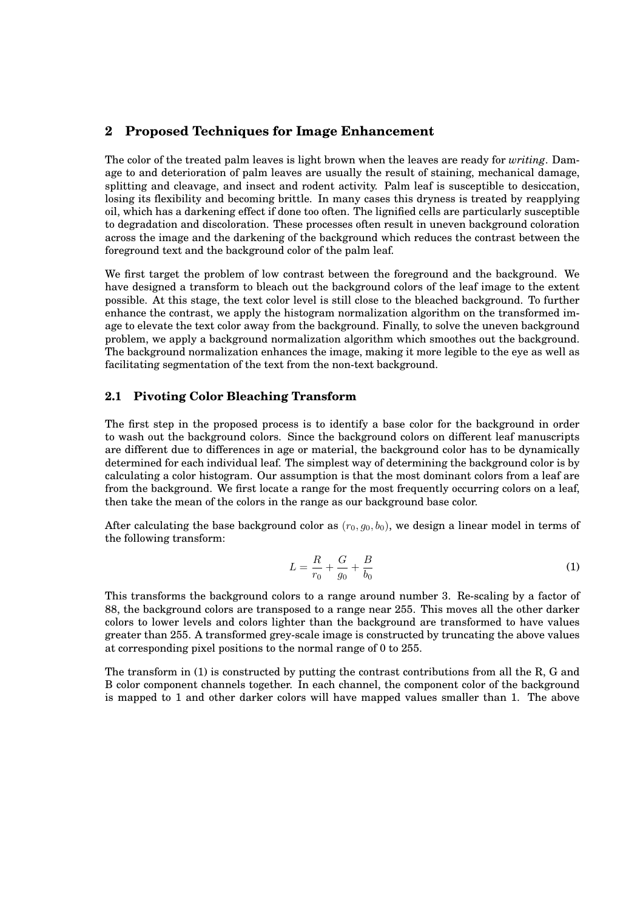## 2 Proposed Techniques for Image Enhancement

The color of the treated palm leaves is light brown when the leaves are ready for *writing*. Damage to and deterioration of palm leaves are usually the result of staining, mechanical damage, splitting and cleavage, and insect and rodent activity. Palm leaf is susceptible to desiccation, losing its flexibility and becoming brittle. In many cases this dryness is treated by reapplying oil, which has a darkening effect if done too often. The lignified cells are particularly susceptible to degradation and discoloration. These processes often result in uneven background coloration across the image and the darkening of the background which reduces the contrast between the foreground text and the background color of the palm leaf.

We first target the problem of low contrast between the foreground and the background. We have designed a transform to bleach out the background colors of the leaf image to the extent possible. At this stage, the text color level is still close to the bleached background. To further enhance the contrast, we apply the histogram normalization algorithm on the transformed image to elevate the text color away from the background. Finally, to solve the uneven background problem, we apply a background normalization algorithm which smoothes out the background. The background normalization enhances the image, making it more legible to the eye as well as facilitating segmentation of the text from the non-text background.

### 2.1 Pivoting Color Bleaching Transform

The first step in the proposed process is to identify a base color for the background in order to wash out the background colors. Since the background colors on different leaf manuscripts are different due to differences in age or material, the background color has to be dynamically determined for each individual leaf. The simplest way of determining the background color is by calculating a color histogram. Our assumption is that the most dominant colors from a leaf are from the background. We first locate a range for the most frequently occurring colors on a leaf, then take the mean of the colors in the range as our background base color.

After calculating the base background color as $(r_0, g_0, b_0)$, we design a linear model in terms of the following transform:

$$L = \frac{R}{r_0} + \frac{G}{g_0} + \frac{B}{b_0} \tag{1}$$

This transforms the background colors to a range around number 3. Re-scaling by a factor of 88, the background colors are transposed to a range near 255. This moves all the other darker colors to lower levels and colors lighter than the background are transformed to have values greater than 255. A transformed grey-scale image is constructed by truncating the above values at corresponding pixel positions to the normal range of 0 to 255.

The transform in (1) is constructed by putting the contrast contributions from all the R, G and B color component channels together. In each channel, the component color of the background is mapped to 1 and other darker colors will have mapped values smaller than 1. The above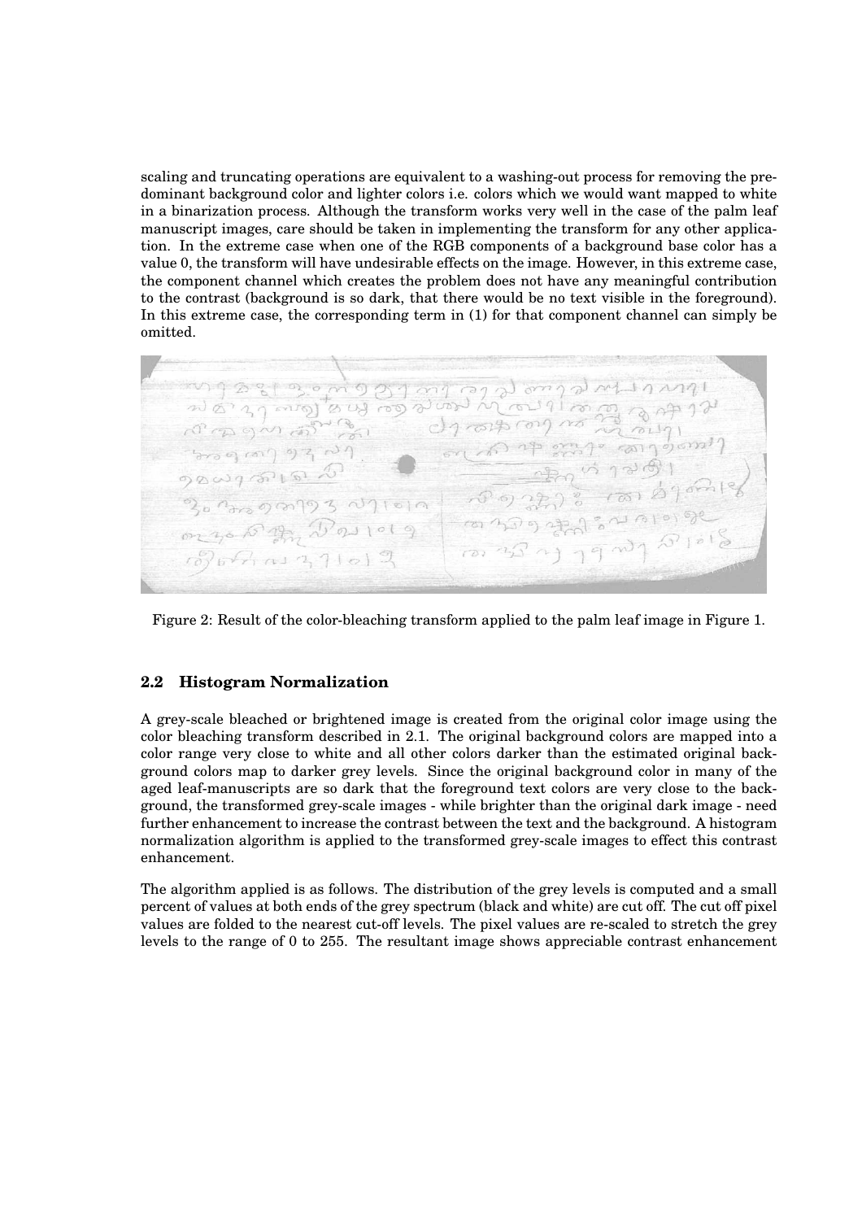scaling and truncating operations are equivalent to a washing-out process for removing the predominant background color and lighter colors i.e. colors which we would want mapped to white in a binarization process. Although the transform works very well in the case of the palm leaf manuscript images, care should be taken in implementing the transform for any other application. In the extreme case when one of the RGB components of a background base color has a value 0, the transform will have undesirable effects on the image. However, in this extreme case, the component channel which creates the problem does not have any meaningful contribution to the contrast (background is so dark, that there would be no text visible in the foreground). In this extreme case, the corresponding term in (1) for that component channel can simply be omitted.

Figure 2: Result of the color-bleaching transform applied to the palm leaf image in Figure 1.

### 2.2 Histogram Normalization

A grey-scale bleached or brightened image is created from the original color image using the color bleaching transform described in 2.1. The original background colors are mapped into a color range very close to white and all other colors darker than the estimated original background colors map to darker grey levels. Since the original background color in many of the aged leaf-manuscripts are so dark that the foreground text colors are very close to the background, the transformed grey-scale images - while brighter than the original dark image - need further enhancement to increase the contrast between the text and the background. A histogram normalization algorithm is applied to the transformed grey-scale images to effect this contrast enhancement.

The algorithm applied is as follows. The distribution of the grey levels is computed and a small percent of values at both ends of the grey spectrum (black and white) are cut off. The cut off pixel values are folded to the nearest cut-off levels. The pixel values are re-scaled to stretch the grey levels to the range of 0 to 255. The resultant image shows appreciable contrast enhancement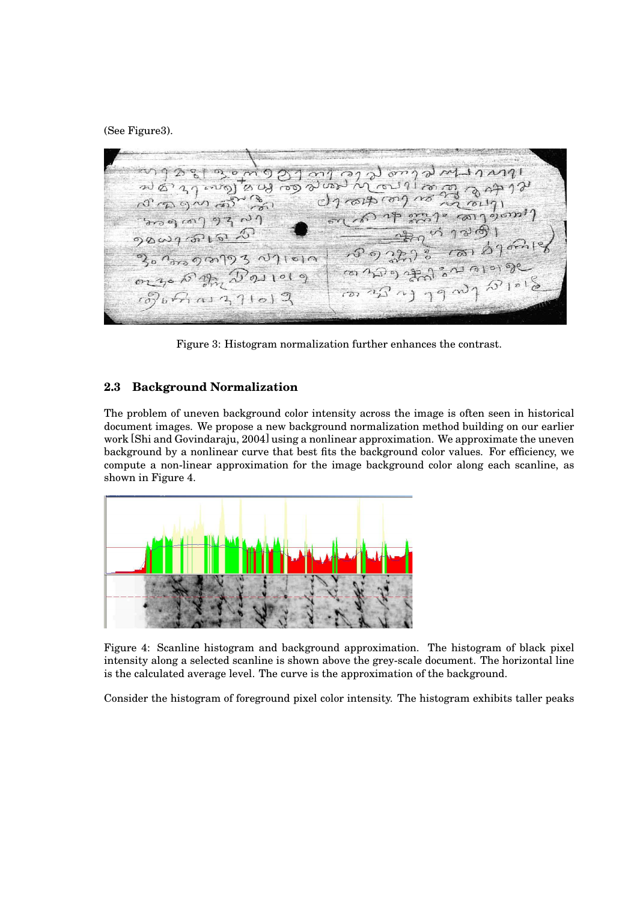(See Figure3).

Figure 3: Histogram normalization further enhances the contrast.

### 2.3 Background Normalization

The problem of uneven background color intensity across the image is often seen in historical document images. We propose a new background normalization method building on our earlier work [Shi and Govindaraju, 2004] using a nonlinear approximation. We approximate the uneven background by a nonlinear curve that best fits the background color values. For efficiency, we compute a non-linear approximation for the image background color along each scanline, as shown in Figure 4.

Figure 4: Scanline histogram and background approximation. The histogram of black pixel intensity along a selected scanline is shown above the grey-scale document. The horizontal line is the calculated average level. The curve is the approximation of the background.

Consider the histogram of foreground pixel color intensity. The histogram exhibits taller peaks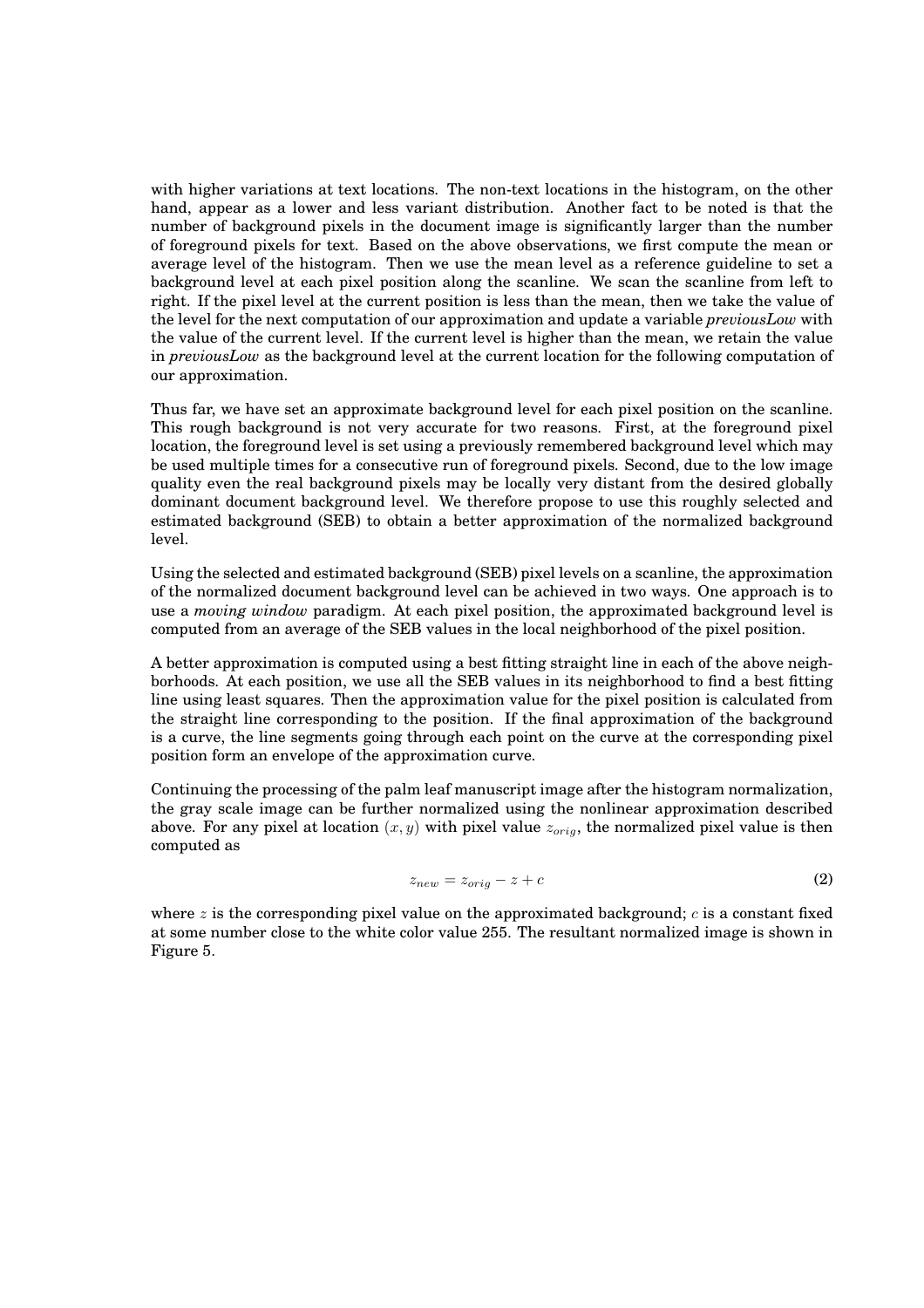with higher variations at text locations. The non-text locations in the histogram, on the other hand, appear as a lower and less variant distribution. Another fact to be noted is that the number of background pixels in the document image is significantly larger than the number of foreground pixels for text. Based on the above observations, we first compute the mean or average level of the histogram. Then we use the mean level as a reference guideline to set a background level at each pixel position along the scanline. We scan the scanline from left to right. If the pixel level at the current position is less than the mean, then we take the value of the level for the next computation of our approximation and update a variable *previousLow* with the value of the current level. If the current level is higher than the mean, we retain the value in *previousLow* as the background level at the current location for the following computation of our approximation.

Thus far, we have set an approximate background level for each pixel position on the scanline. This rough background is not very accurate for two reasons. First, at the foreground pixel location, the foreground level is set using a previously remembered background level which may be used multiple times for a consecutive run of foreground pixels. Second, due to the low image quality even the real background pixels may be locally very distant from the desired globally dominant document background level. We therefore propose to use this roughly selected and estimated background (SEB) to obtain a better approximation of the normalized background level.

Using the selected and estimated background (SEB) pixel levels on a scanline, the approximation of the normalized document background level can be achieved in two ways. One approach is to use a *moving window* paradigm. At each pixel position, the approximated background level is computed from an average of the SEB values in the local neighborhood of the pixel position.

A better approximation is computed using a best fitting straight line in each of the above neighborhoods. At each position, we use all the SEB values in its neighborhood to find a best fitting line using least squares. Then the approximation value for the pixel position is calculated from the straight line corresponding to the position. If the final approximation of the background is a curve, the line segments going through each point on the curve at the corresponding pixel position form an envelope of the approximation curve.

Continuing the processing of the palm leaf manuscript image after the histogram normalization, the gray scale image can be further normalized using the nonlinear approximation described above. For any pixel at location $(x, y)$ with pixel value $z_{orig}$, the normalized pixel value is then computed as

$$z_{new} = z_{orig} - z + c \tag{2}$$

where $z$ is the corresponding pixel value on the approximated background; $c$ is a constant fixed at some number close to the white color value 255. The resultant normalized image is shown in Figure 5.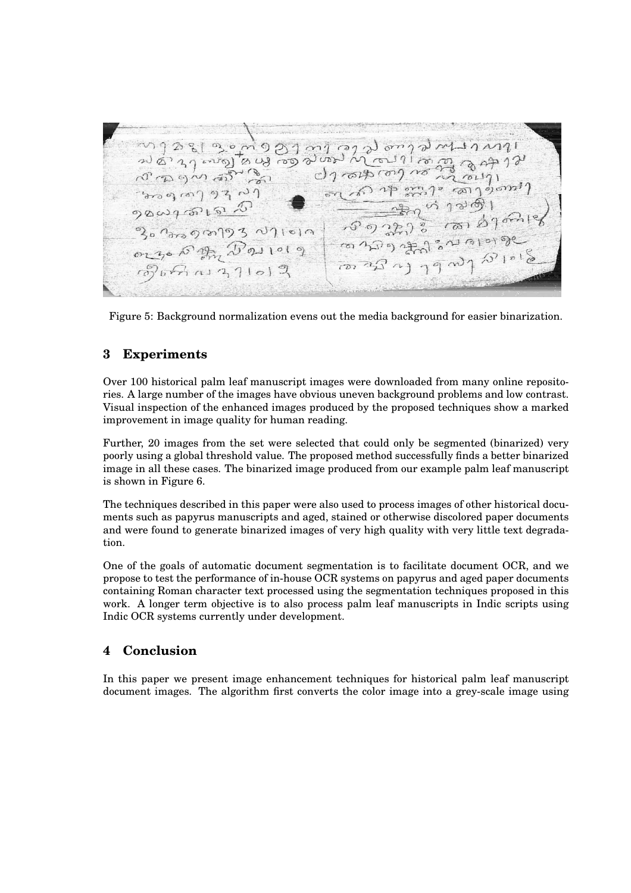Figure 5: Background normalization evens out the media background for easier binarization.

## 3 Experiments

Over 100 historical palm leaf manuscript images were downloaded from many online repositories. A large number of the images have obvious uneven background problems and low contrast. Visual inspection of the enhanced images produced by the proposed techniques show a marked improvement in image quality for human reading.

Further, 20 images from the set were selected that could only be segmented (binarized) very poorly using a global threshold value. The proposed method successfully finds a better binarized image in all these cases. The binarized image produced from our example palm leaf manuscript is shown in Figure 6.

The techniques described in this paper were also used to process images of other historical documents such as papyrus manuscripts and aged, stained or otherwise discolored paper documents and were found to generate binarized images of very high quality with very little text degradation.

One of the goals of automatic document segmentation is to facilitate document OCR, and we propose to test the performance of in-house OCR systems on papyrus and aged paper documents containing Roman character text processed using the segmentation techniques proposed in this work. A longer term objective is to also process palm leaf manuscripts in Indic scripts using Indic OCR systems currently under development.

## 4 Conclusion

In this paper we present image enhancement techniques for historical palm leaf manuscript document images. The algorithm first converts the color image into a grey-scale image using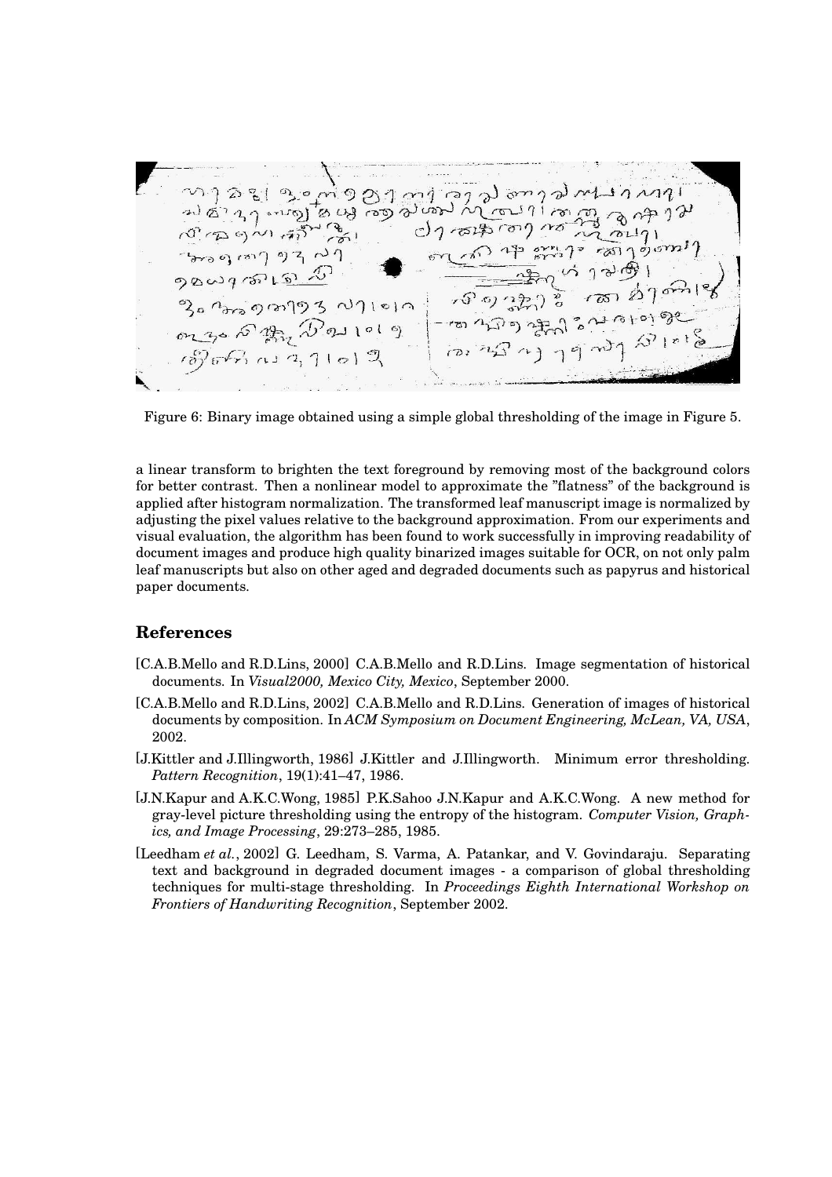Figure 6: Binary image obtained using a simple global thresholding of the image in Figure 5.

a linear transform to brighten the text foreground by removing most of the background colors for better contrast. Then a nonlinear model to approximate the "flatness" of the background is applied after histogram normalization. The transformed leaf manuscript image is normalized by adjusting the pixel values relative to the background approximation. From our experiments and visual evaluation, the algorithm has been found to work successfully in improving readability of document images and produce high quality binarized images suitable for OCR, on not only palm leaf manuscripts but also on other aged and degraded documents such as papyrus and historical paper documents.

## References

[C.A.B.Mello and R.D.Lins, 2000] C.A.B.Mello and R.D.Lins. Image segmentation of historical documents. In *Visual2000, Mexico City, Mexico*, September 2000.

[C.A.B.Mello and R.D.Lins, 2002] C.A.B.Mello and R.D.Lins. Generation of images of historical documents by composition. In *ACM Symposium on Document Engineering, McLean, VA, USA*, 2002.

[J.Kittler and J.Illingworth, 1986] J.Kittler and J.Illingworth. Minimum error thresholding. *Pattern Recognition*, 19(1):41–47, 1986.

[J.N.Kapur and A.K.C.Wong, 1985] P.K.Sahoo J.N.Kapur and A.K.C.Wong. A new method for gray-level picture thresholding using the entropy of the histogram. *Computer Vision, Graphics, and Image Processing*, 29:273–285, 1985.

[Leedham *et al.*, 2002] G. Leedham, S. Varma, A. Patankar, and V. Govindaraju. Separating text and background in degraded document images - a comparison of global thresholding techniques for multi-stage thresholding. In *Proceedings Eighth International Workshop on Frontiers of Handwriting Recognition*, September 2002.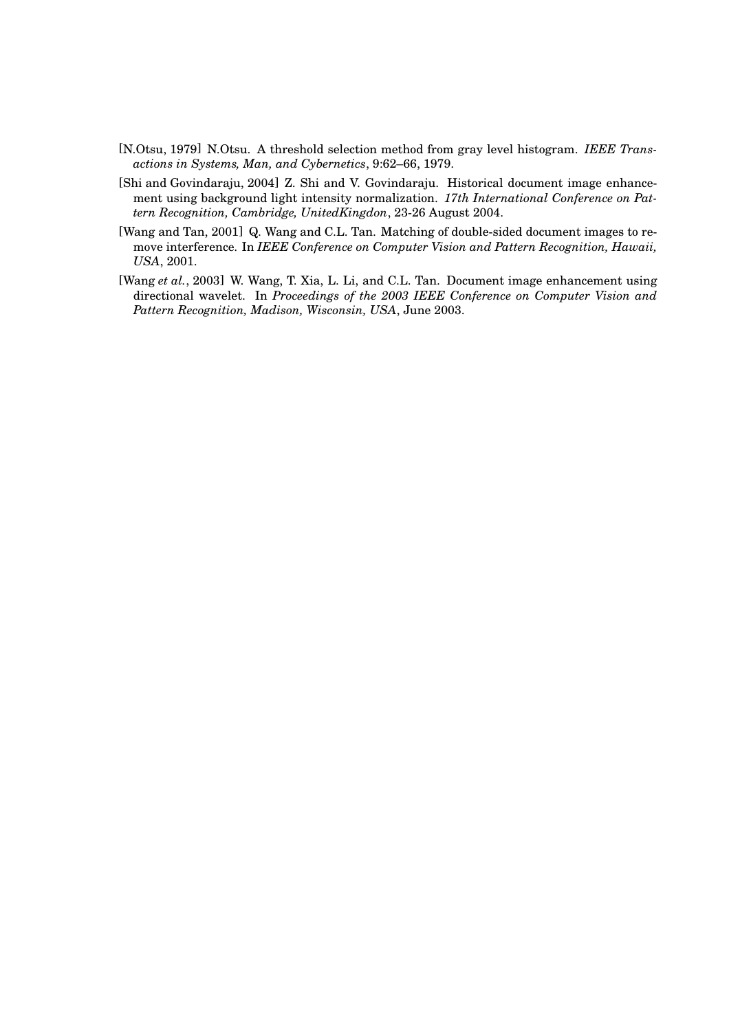[N.Otsu, 1979] N.Otsu. A threshold selection method from gray level histogram. *IEEE Transactions in Systems, Man, and Cybernetics*, 9:62–66, 1979.

[Shi and Govindaraju, 2004] Z. Shi and V. Govindaraju. Historical document image enhancement using background light intensity normalization. *17th International Conference on Pattern Recognition, Cambridge, UnitedKingdon*, 23-26 August 2004.

[Wang and Tan, 2001] Q. Wang and C.L. Tan. Matching of double-sided document images to remove interference. In *IEEE Conference on Computer Vision and Pattern Recognition, Hawaii, USA*, 2001.

[Wang *et al.*, 2003] W. Wang, T. Xia, L. Li, and C.L. Tan. Document image enhancement using directional wavelet. In *Proceedings of the 2003 IEEE Conference on Computer Vision and Pattern Recognition, Madison, Wisconsin, USA*, June 2003.